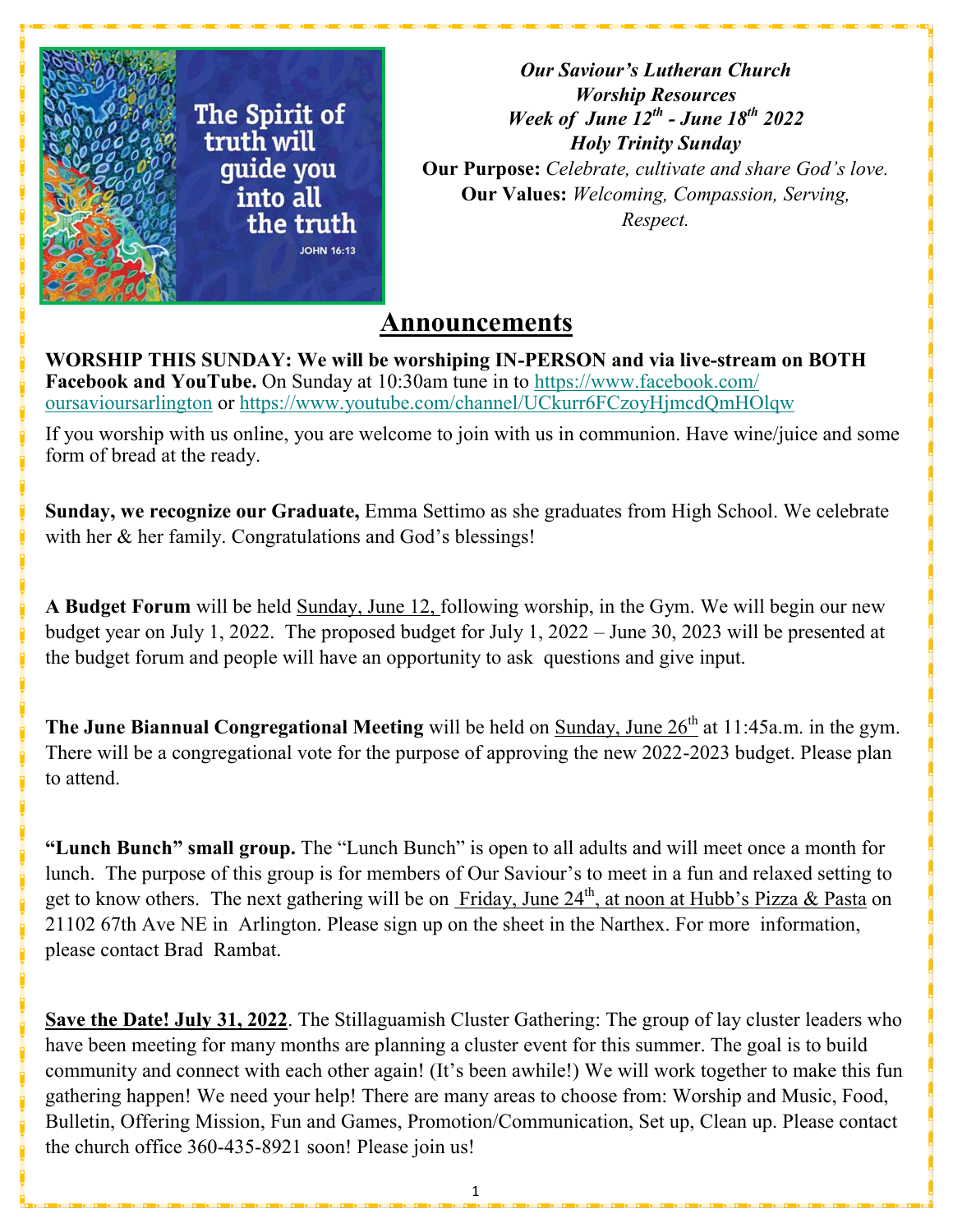*Our Saviour's Lutheran Church*
*Worship Resources*
*Week of June 12th - June 18th 2022*
*Holy Trinity Sunday*

**Our Purpose:** *Celebrate, cultivate and share God's love.*
**Our Values:** *Welcoming, Compassion, Serving, Respect.*

# Announcements

**WORSHIP THIS SUNDAY: We will be worshiping IN-PERSON and via live-stream on BOTH Facebook and YouTube.** On Sunday at 10:30am tune in to https://www.facebook.com/oursavioursarlington or https://www.youtube.com/channel/UCkurr6FCzoyHjmcdQmHOlqw

If you worship with us online, you are welcome to join with us in communion. Have wine/juice and some form of bread at the ready.

**Sunday, we recognize our Graduate,** Emma Settimo as she graduates from High School. We celebrate with her & her family. Congratulations and God's blessings!

**A Budget Forum** will be held Sunday, June 12, following worship, in the Gym. We will begin our new budget year on July 1, 2022. The proposed budget for July 1, 2022 – June 30, 2023 will be presented at the budget forum and people will have an opportunity to ask questions and give input.

**The June Biannual Congregational Meeting** will be held on Sunday, June 26th at 11:45a.m. in the gym. There will be a congregational vote for the purpose of approving the new 2022-2023 budget. Please plan to attend.

**"Lunch Bunch" small group.** The "Lunch Bunch" is open to all adults and will meet once a month for lunch. The purpose of this group is for members of Our Saviour's to meet in a fun and relaxed setting to get to know others. The next gathering will be on Friday, June 24th, at noon at Hubb's Pizza & Pasta on 21102 67th Ave NE in Arlington. Please sign up on the sheet in the Narthex. For more information, please contact Brad Rambat.

**Save the Date! July 31, 2022**. The Stillaguamish Cluster Gathering: The group of lay cluster leaders who have been meeting for many months are planning a cluster event for this summer. The goal is to build community and connect with each other again! (It's been awhile!) We will work together to make this fun gathering happen! We need your help! There are many areas to choose from: Worship and Music, Food, Bulletin, Offering Mission, Fun and Games, Promotion/Communication, Set up, Clean up. Please contact the church office 360-435-8921 soon! Please join us!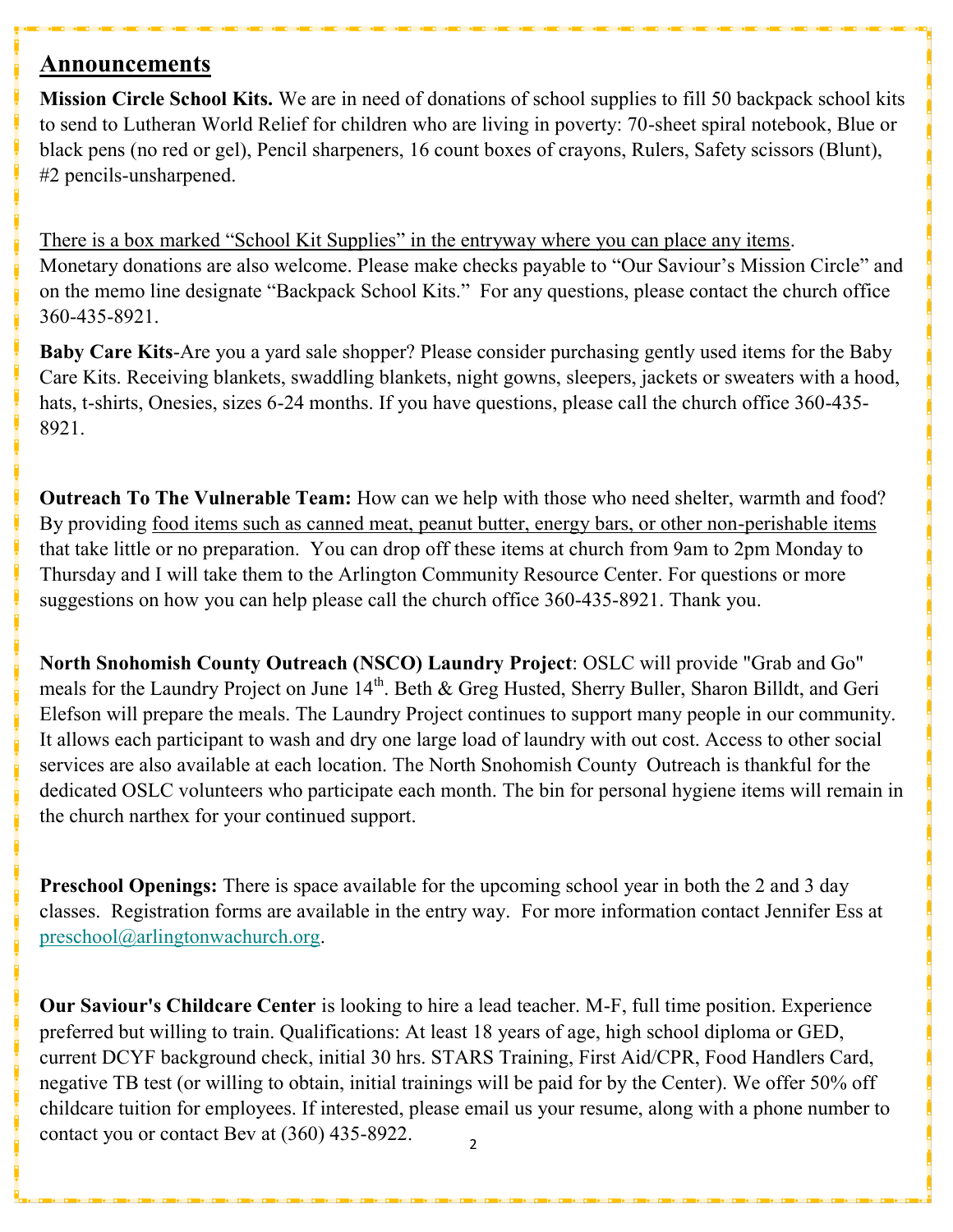## Announcements

**Mission Circle School Kits.** We are in need of donations of school supplies to fill 50 backpack school kits to send to Lutheran World Relief for children who are living in poverty: 70-sheet spiral notebook, Blue or black pens (no red or gel), Pencil sharpeners, 16 count boxes of crayons, Rulers, Safety scissors (Blunt), #2 pencils-unsharpened.

There is a box marked "School Kit Supplies" in the entryway where you can place any items. Monetary donations are also welcome. Please make checks payable to "Our Saviour's Mission Circle" and on the memo line designate "Backpack School Kits." For any questions, please contact the church office 360-435-8921.

**Baby Care Kits**-Are you a yard sale shopper? Please consider purchasing gently used items for the Baby Care Kits. Receiving blankets, swaddling blankets, night gowns, sleepers, jackets or sweaters with a hood, hats, t-shirts, Onesies, sizes 6-24 months. If you have questions, please call the church office 360-435-8921.

**Outreach To The Vulnerable Team:** How can we help with those who need shelter, warmth and food? By providing food items such as canned meat, peanut butter, energy bars, or other non-perishable items that take little or no preparation. You can drop off these items at church from 9am to 2pm Monday to Thursday and I will take them to the Arlington Community Resource Center. For questions or more suggestions on how you can help please call the church office 360-435-8921. Thank you.

**North Snohomish County Outreach (NSCO) Laundry Project**: OSLC will provide "Grab and Go" meals for the Laundry Project on June 14th. Beth & Greg Husted, Sherry Buller, Sharon Billdt, and Geri Elefson will prepare the meals. The Laundry Project continues to support many people in our community. It allows each participant to wash and dry one large load of laundry with out cost. Access to other social services are also available at each location. The North Snohomish County Outreach is thankful for the dedicated OSLC volunteers who participate each month. The bin for personal hygiene items will remain in the church narthex for your continued support.

**Preschool Openings:** There is space available for the upcoming school year in both the 2 and 3 day classes. Registration forms are available in the entry way. For more information contact Jennifer Ess at preschool@arlingtonwachurch.org.

**Our Saviour's Childcare Center** is looking to hire a lead teacher. M-F, full time position. Experience preferred but willing to train. Qualifications: At least 18 years of age, high school diploma or GED, current DCYF background check, initial 30 hrs. STARS Training, First Aid/CPR, Food Handlers Card, negative TB test (or willing to obtain, initial trainings will be paid for by the Center). We offer 50% off childcare tuition for employees. If interested, please email us your resume, along with a phone number to contact you or contact Bev at (360) 435-8922.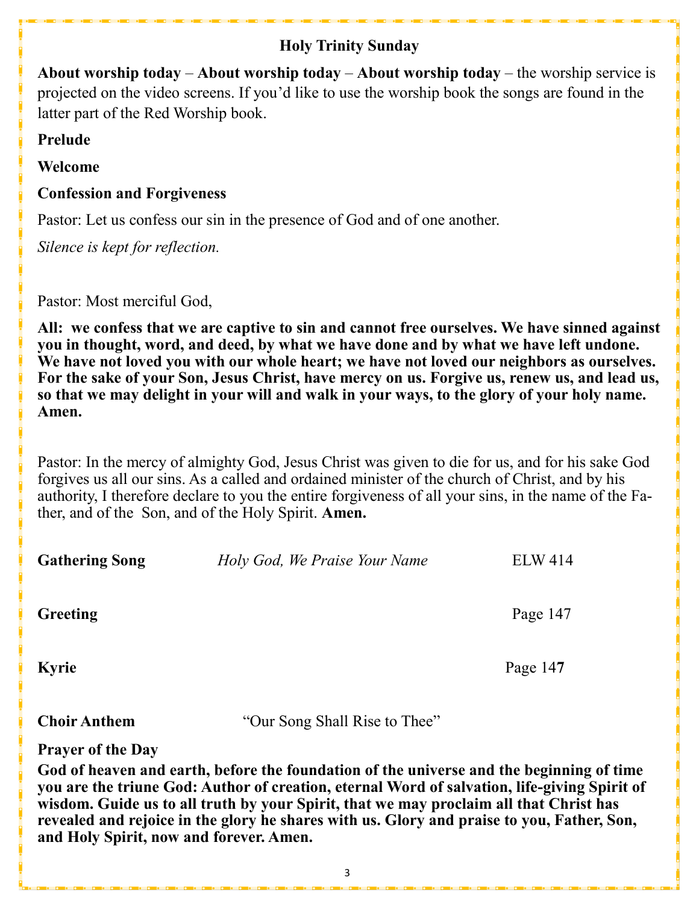## Holy Trinity Sunday

**About worship today** – **About worship today** – **About worship today** – the worship service is projected on the video screens. If you'd like to use the worship book the songs are found in the latter part of the Red Worship book.

**Prelude**

**Welcome**

**Confession and Forgiveness**

Pastor: Let us confess our sin in the presence of God and of one another.

*Silence is kept for reflection.*

Pastor: Most merciful God,

**All: we confess that we are captive to sin and cannot free ourselves. We have sinned against you in thought, word, and deed, by what we have done and by what we have left undone. We have not loved you with our whole heart; we have not loved our neighbors as ourselves. For the sake of your Son, Jesus Christ, have mercy on us. Forgive us, renew us, and lead us, so that we may delight in your will and walk in your ways, to the glory of your holy name. Amen.**

Pastor: In the mercy of almighty God, Jesus Christ was given to die for us, and for his sake God forgives us all our sins. As a called and ordained minister of the church of Christ, and by his authority, I therefore declare to you the entire forgiveness of all your sins, in the name of the Father, and of the Son, and of the Holy Spirit. **Amen.**

**Gathering Song** *Holy God, We Praise Your Name* ELW 414

**Greeting** Page 147

**Kyrie** Page 147

**Choir Anthem** "Our Song Shall Rise to Thee"

**Prayer of the Day**

**God of heaven and earth, before the foundation of the universe and the beginning of time you are the triune God: Author of creation, eternal Word of salvation, life-giving Spirit of wisdom. Guide us to all truth by your Spirit, that we may proclaim all that Christ has revealed and rejoice in the glory he shares with us. Glory and praise to you, Father, Son, and Holy Spirit, now and forever. Amen.**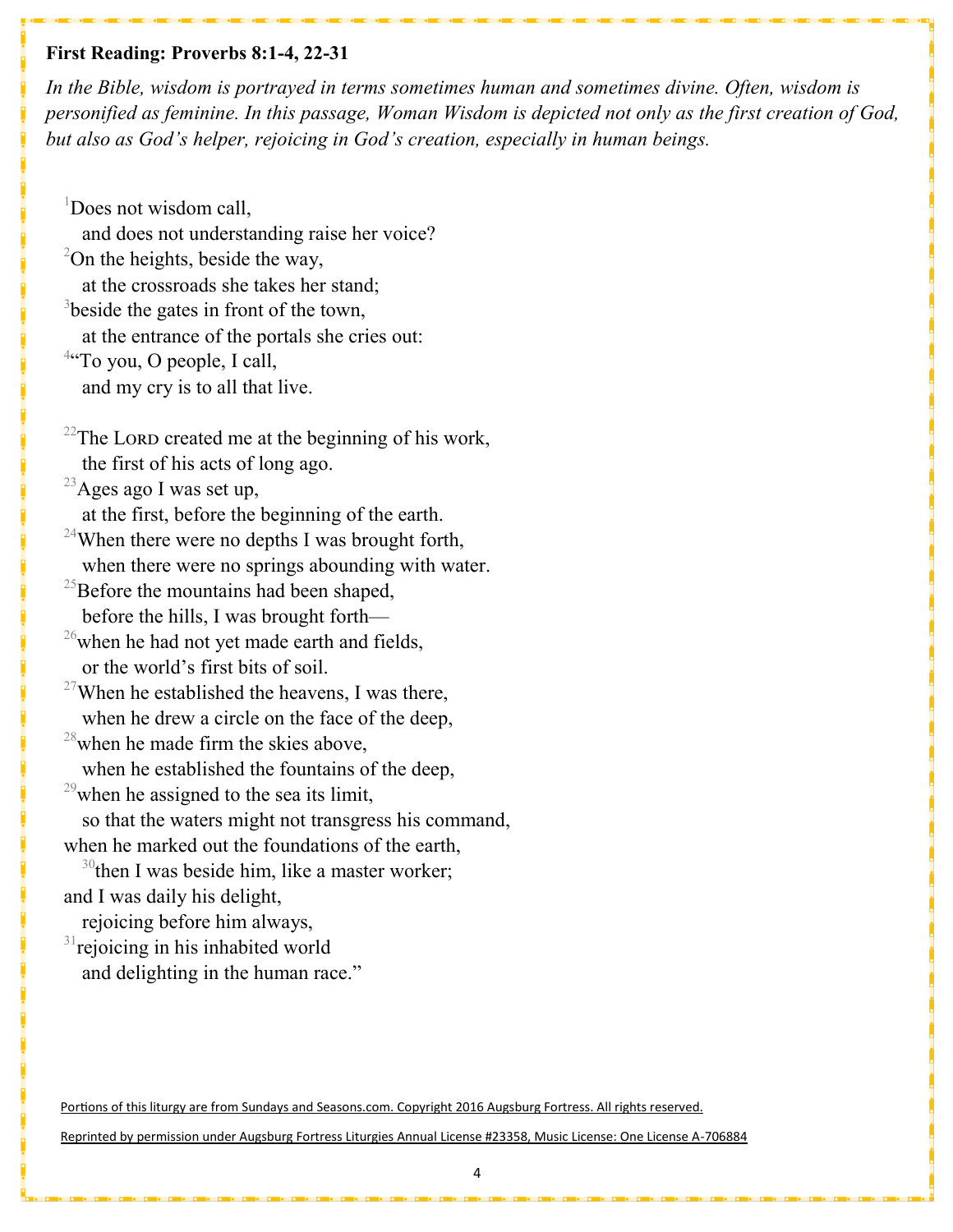**First Reading: Proverbs 8:1-4, 22-31**

*In the Bible, wisdom is portrayed in terms sometimes human and sometimes divine. Often, wisdom is personified as feminine. In this passage, Woman Wisdom is depicted not only as the first creation of God, but also as God's helper, rejoicing in God's creation, especially in human beings.*

[1]Does not wisdom call,
  and does not understanding raise her voice?
[2]On the heights, beside the way,
  at the crossroads she takes her stand;
[3]beside the gates in front of the town,
  at the entrance of the portals she cries out:
[4]"To you, O people, I call,
  and my cry is to all that live.

[22]The LORD created me at the beginning of his work,
  the first of his acts of long ago.
[23]Ages ago I was set up,
  at the first, before the beginning of the earth.
[24]When there were no depths I was brought forth,
  when there were no springs abounding with water.
[25]Before the mountains had been shaped,
  before the hills, I was brought forth—
[26]when he had not yet made earth and fields,
  or the world's first bits of soil.
[27]When he established the heavens, I was there,
  when he drew a circle on the face of the deep,
[28]when he made firm the skies above,
  when he established the fountains of the deep,
[29]when he assigned to the sea its limit,
  so that the waters might not transgress his command,
when he marked out the foundations of the earth,
  [30]then I was beside him, like a master worker;
and I was daily his delight,
  rejoicing before him always,
[31]rejoicing in his inhabited world
  and delighting in the human race."

Portions of this liturgy are from Sundays and Seasons.com. Copyright 2016 Augsburg Fortress. All rights reserved.

Reprinted by permission under Augsburg Fortress Liturgies Annual License #23358, Music License: One License A-706884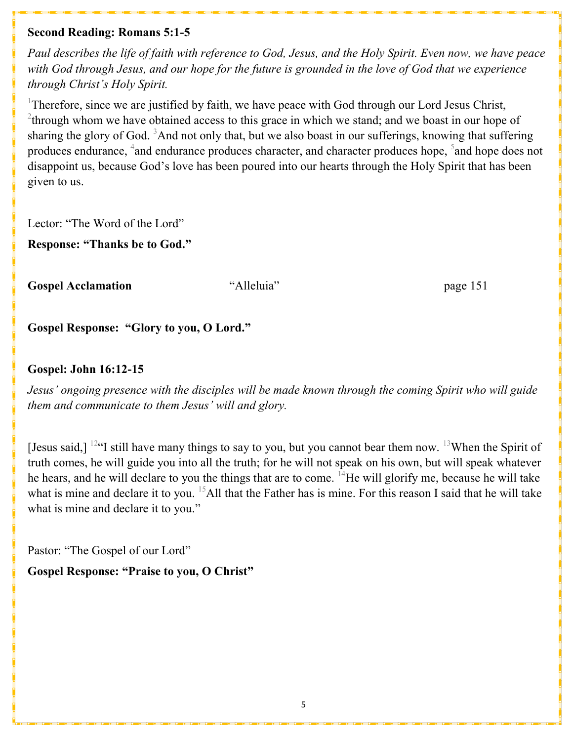**Second Reading: Romans 5:1-5**

*Paul describes the life of faith with reference to God, Jesus, and the Holy Spirit. Even now, we have peace with God through Jesus, and our hope for the future is grounded in the love of God that we experience through Christ's Holy Spirit.*

[1]Therefore, since we are justified by faith, we have peace with God through our Lord Jesus Christ, [2]through whom we have obtained access to this grace in which we stand; and we boast in our hope of sharing the glory of God. [3]And not only that, but we also boast in our sufferings, knowing that suffering produces endurance, [4]and endurance produces character, and character produces hope, [5]and hope does not disappoint us, because God's love has been poured into our hearts through the Holy Spirit that has been given to us.

Lector: "The Word of the Lord"

**Response: "Thanks be to God."**

**Gospel Acclamation** "Alleluia" page 151

**Gospel Response: "Glory to you, O Lord."**

**Gospel: John 16:12-15**

*Jesus' ongoing presence with the disciples will be made known through the coming Spirit who will guide them and communicate to them Jesus' will and glory.*

[Jesus said,] [12]"I still have many things to say to you, but you cannot bear them now. [13]When the Spirit of truth comes, he will guide you into all the truth; for he will not speak on his own, but will speak whatever he hears, and he will declare to you the things that are to come. [14]He will glorify me, because he will take what is mine and declare it to you. [15]All that the Father has is mine. For this reason I said that he will take what is mine and declare it to you."

Pastor: "The Gospel of our Lord"

**Gospel Response: "Praise to you, O Christ"**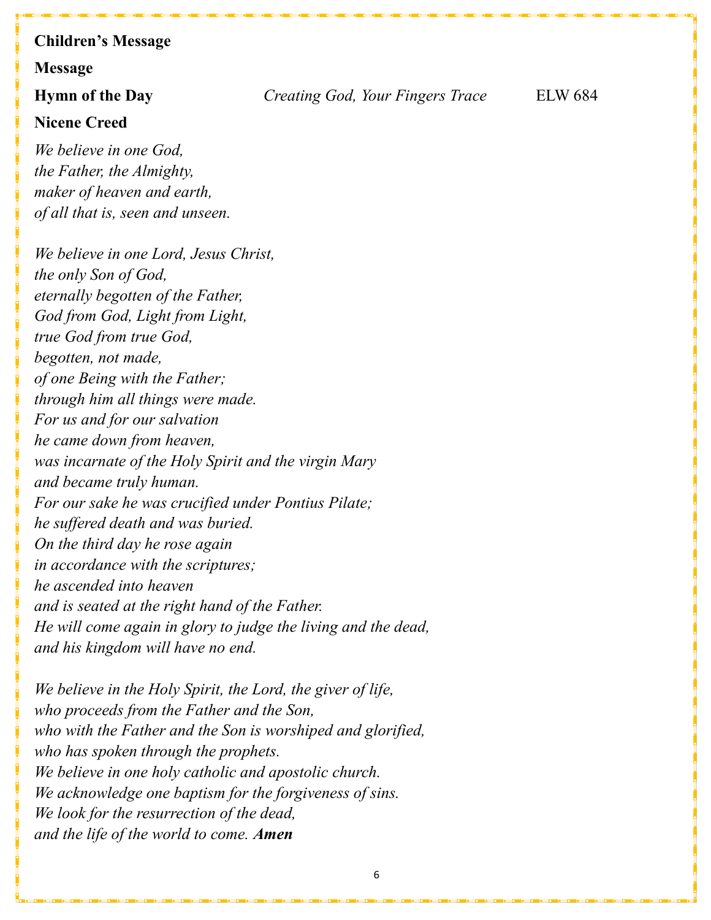**Children's Message**

**Message**

**Hymn of the Day** *Creating God, Your Fingers Trace* ELW 684

**Nicene Creed**

*We believe in one God,*
*the Father, the Almighty,*
*maker of heaven and earth,*
*of all that is, seen and unseen.*

*We believe in one Lord, Jesus Christ,*
*the only Son of God,*
*eternally begotten of the Father,*
*God from God, Light from Light,*
*true God from true God,*
*begotten, not made,*
*of one Being with the Father;*
*through him all things were made.*
*For us and for our salvation*
*he came down from heaven,*
*was incarnate of the Holy Spirit and the virgin Mary*
*and became truly human.*
*For our sake he was crucified under Pontius Pilate;*
*he suffered death and was buried.*
*On the third day he rose again*
*in accordance with the scriptures;*
*he ascended into heaven*
*and is seated at the right hand of the Father.*
*He will come again in glory to judge the living and the dead,*
*and his kingdom will have no end.*

*We believe in the Holy Spirit, the Lord, the giver of life,*
*who proceeds from the Father and the Son,*
*who with the Father and the Son is worshiped and glorified,*
*who has spoken through the prophets.*
*We believe in one holy catholic and apostolic church.*
*We acknowledge one baptism for the forgiveness of sins.*
*We look for the resurrection of the dead,*
*and the life of the world to come.* ***Amen***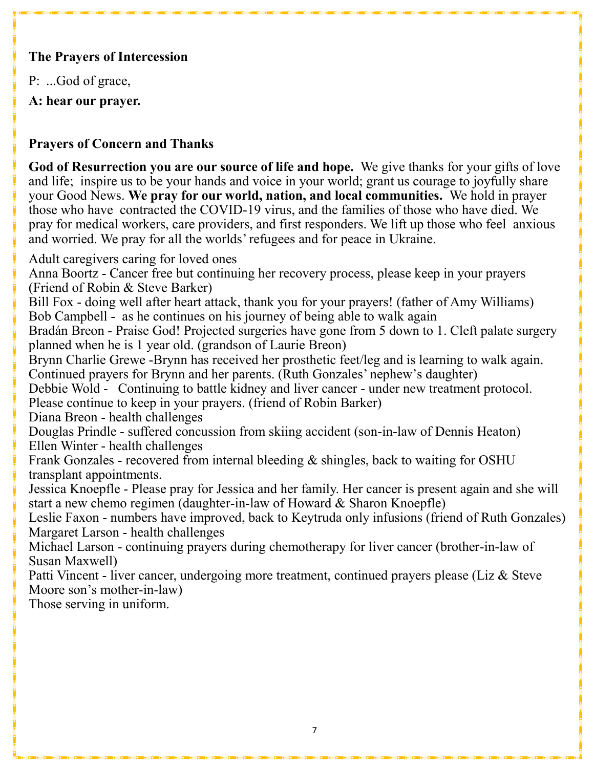**The Prayers of Intercession**

P: ...God of grace,

**A: hear our prayer.**

**Prayers of Concern and Thanks**

**God of Resurrection you are our source of life and hope.** We give thanks for your gifts of love and life; inspire us to be your hands and voice in your world; grant us courage to joyfully share your Good News. **We pray for our world, nation, and local communities.** We hold in prayer those who have contracted the COVID-19 virus, and the families of those who have died. We pray for medical workers, care providers, and first responders. We lift up those who feel anxious and worried. We pray for all the worlds' refugees and for peace in Ukraine.

Adult caregivers caring for loved ones
Anna Boortz - Cancer free but continuing her recovery process, please keep in your prayers (Friend of Robin & Steve Barker)
Bill Fox - doing well after heart attack, thank you for your prayers! (father of Amy Williams)
Bob Campbell - as he continues on his journey of being able to walk again
Bradán Breon - Praise God! Projected surgeries have gone from 5 down to 1. Cleft palate surgery planned when he is 1 year old. (grandson of Laurie Breon)
Brynn Charlie Grewe -Brynn has received her prosthetic feet/leg and is learning to walk again. Continued prayers for Brynn and her parents. (Ruth Gonzales' nephew's daughter)
Debbie Wold - Continuing to battle kidney and liver cancer - under new treatment protocol. Please continue to keep in your prayers. (friend of Robin Barker)
Diana Breon - health challenges
Douglas Prindle - suffered concussion from skiing accident (son-in-law of Dennis Heaton)
Ellen Winter - health challenges
Frank Gonzales - recovered from internal bleeding & shingles, back to waiting for OSHU transplant appointments.
Jessica Knoepfle - Please pray for Jessica and her family. Her cancer is present again and she will start a new chemo regimen (daughter-in-law of Howard & Sharon Knoepfle)
Leslie Faxon - numbers have improved, back to Keytruda only infusions (friend of Ruth Gonzales)
Margaret Larson - health challenges
Michael Larson - continuing prayers during chemotherapy for liver cancer (brother-in-law of Susan Maxwell)
Patti Vincent - liver cancer, undergoing more treatment, continued prayers please (Liz & Steve Moore son's mother-in-law)
Those serving in uniform.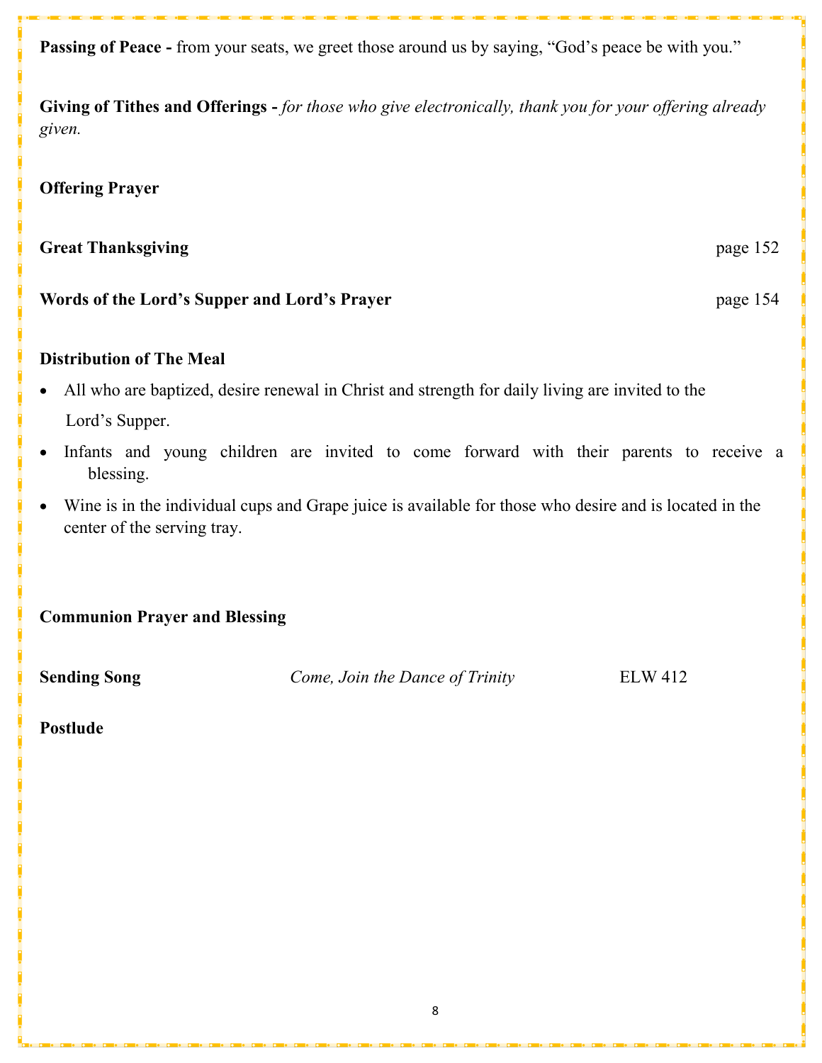**Passing of Peace -** from your seats, we greet those around us by saying, "God's peace be with you."

**Giving of Tithes and Offerings -** *for those who give electronically, thank you for your offering already given.*

**Offering Prayer**

**Great Thanksgiving** page 152

**Words of the Lord's Supper and Lord's Prayer** page 154

**Distribution of The Meal**

- All who are baptized, desire renewal in Christ and strength for daily living are invited to the Lord's Supper.
- Infants and young children are invited to come forward with their parents to receive a blessing.
- Wine is in the individual cups and Grape juice is available for those who desire and is located in the center of the serving tray.

**Communion Prayer and Blessing**

**Sending Song** *Come, Join the Dance of Trinity* ELW 412

**Postlude**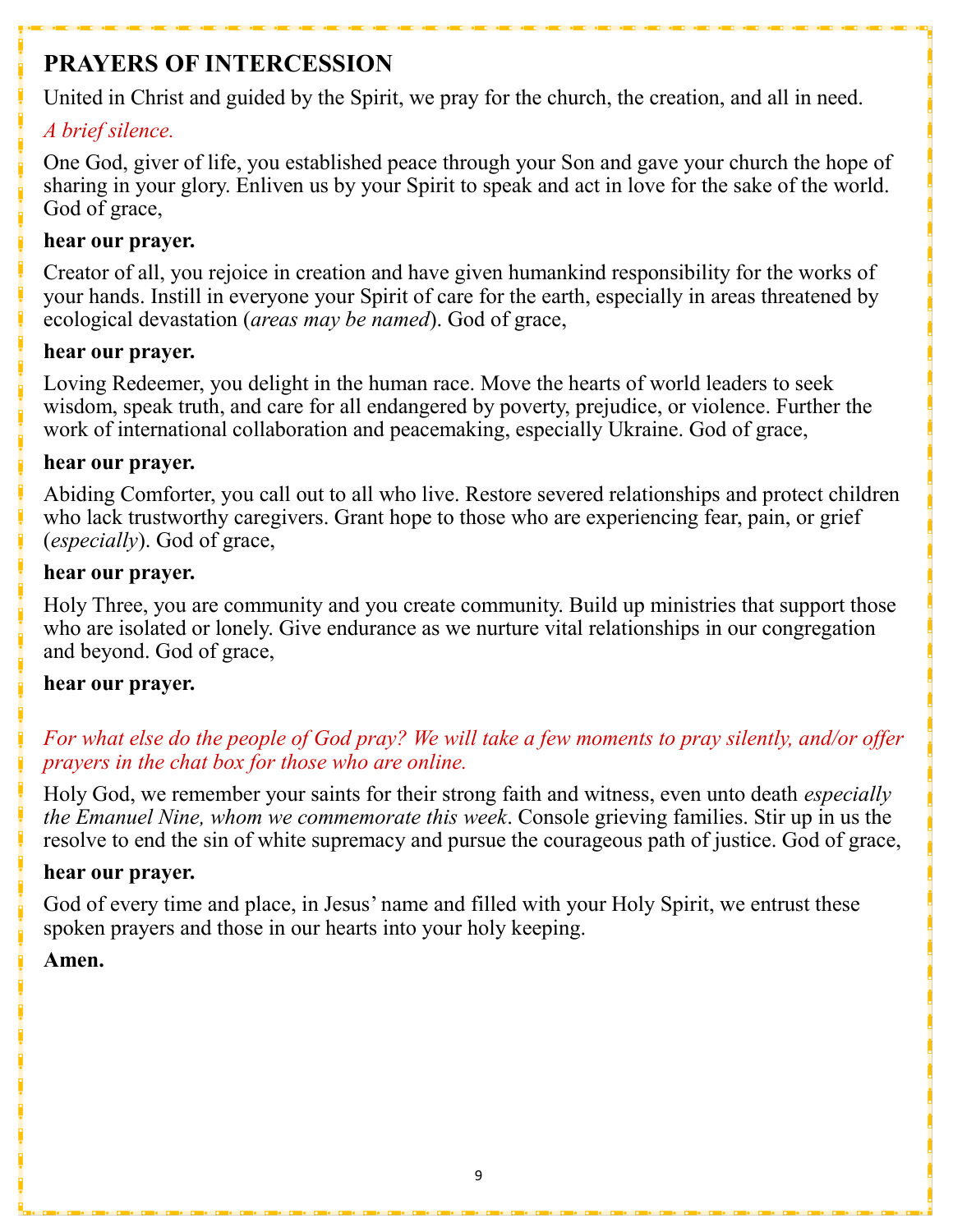# PRAYERS OF INTERCESSION

United in Christ and guided by the Spirit, we pray for the church, the creation, and all in need.

*A brief silence.*

One God, giver of life, you established peace through your Son and gave your church the hope of sharing in your glory. Enliven us by your Spirit to speak and act in love for the sake of the world. God of grace,

**hear our prayer.**

Creator of all, you rejoice in creation and have given humankind responsibility for the works of your hands. Instill in everyone your Spirit of care for the earth, especially in areas threatened by ecological devastation (*areas may be named*). God of grace,

**hear our prayer.**

Loving Redeemer, you delight in the human race. Move the hearts of world leaders to seek wisdom, speak truth, and care for all endangered by poverty, prejudice, or violence. Further the work of international collaboration and peacemaking, especially Ukraine. God of grace,

**hear our prayer.**

Abiding Comforter, you call out to all who live. Restore severed relationships and protect children who lack trustworthy caregivers. Grant hope to those who are experiencing fear, pain, or grief (*especially*). God of grace,

**hear our prayer.**

Holy Three, you are community and you create community. Build up ministries that support those who are isolated or lonely. Give endurance as we nurture vital relationships in our congregation and beyond. God of grace,

**hear our prayer.**

*For what else do the people of God pray? We will take a few moments to pray silently, and/or offer prayers in the chat box for those who are online.*

Holy God, we remember your saints for their strong faith and witness, even unto death *especially the Emanuel Nine, whom we commemorate this week*. Console grieving families. Stir up in us the resolve to end the sin of white supremacy and pursue the courageous path of justice. God of grace,

**hear our prayer.**

God of every time and place, in Jesus' name and filled with your Holy Spirit, we entrust these spoken prayers and those in our hearts into your holy keeping.

**Amen.**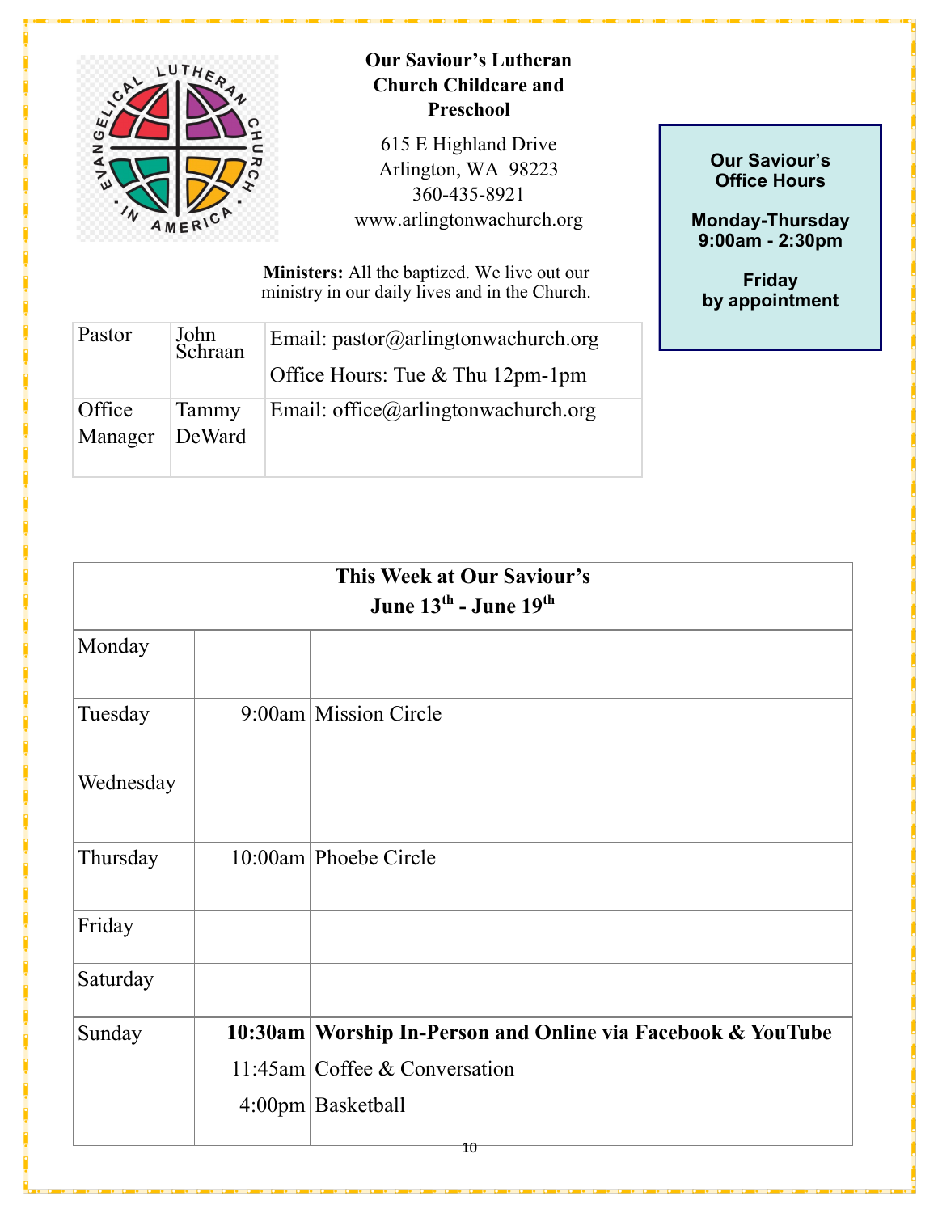**Our Saviour's Lutheran Church Childcare and Preschool**

615 E Highland Drive
Arlington, WA 98223
360-435-8921
www.arlingtonwachurch.org

**Ministers:** All the baptized. We live out our ministry in our daily lives and in the Church.

| | | |
|---|---|---|
| Pastor | John Schraan | Email: pastor@arlingtonwachurch.org<br>Office Hours: Tue & Thu 12pm-1pm |
| Office Manager | Tammy DeWard | Email: office@arlingtonwachurch.org |

**Our Saviour's Office Hours**

**Monday-Thursday 9:00am - 2:30pm**

**Friday by appointment**

| This Week at Our Saviour's June 13th - June 19th | | |
|---|---|---|
| Monday | | |
| Tuesday | 9:00am | Mission Circle |
| Wednesday | | |
| Thursday | 10:00am | Phoebe Circle |
| Friday | | |
| Saturday | | |
| Sunday | **10:30am**<br>11:45am<br>4:00pm | **Worship In-Person and Online via Facebook & YouTube**<br>Coffee & Conversation<br>Basketball |